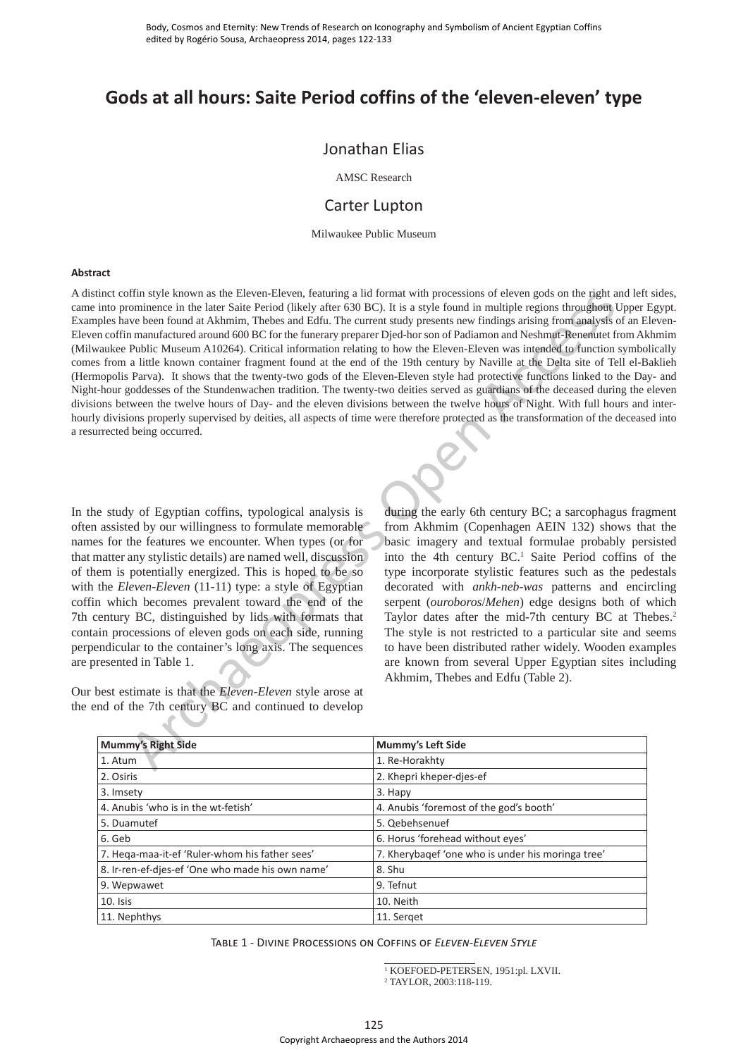Body, Cosmos and Eternity: New Trends of Research on Iconography and Symbolism of Ancient Egyptian Coffins
edited by Rogério Sousa, Archaeopress 2014, pages 122-133

# Gods at all hours: Saite Period coffins of the 'eleven-eleven' type

Jonathan Elias

AMSC Research

Carter Lupton

Milwaukee Public Museum

#### Abstract

A distinct coffin style known as the Eleven-Eleven, featuring a lid format with processions of eleven gods on the right and left sides, came into prominence in the later Saite Period (likely after 630 BC). It is a style found in multiple regions throughout Upper Egypt. Examples have been found at Akhmim, Thebes and Edfu. The current study presents new findings arising from analysis of an Eleven-Eleven coffin manufactured around 600 BC for the funerary preparer Djed-hor son of Padiamon and Neshmut-Renenutet from Akhmim (Milwaukee Public Museum A10264). Critical information relating to how the Eleven-Eleven was intended to function symbolically comes from a little known container fragment found at the end of the 19th century by Naville at the Delta site of Tell el-Baklieh (Hermopolis Parva). It shows that the twenty-two gods of the Eleven-Eleven style had protective functions linked to the Day- and Night-hour goddesses of the Stundenwachen tradition. The twenty-two deities served as guardians of the deceased during the eleven divisions between the twelve hours of Day- and the eleven divisions between the twelve hours of Night. With full hours and inter-hourly divisions properly supervised by deities, all aspects of time were therefore protected as the transformation of the deceased into a resurrected being occurred.

In the study of Egyptian coffins, typological analysis is often assisted by our willingness to formulate memorable names for the features we encounter. When types (or for that matter any stylistic details) are named well, discussion of them is potentially energized. This is hoped to be so with the *Eleven-Eleven* (11-11) type: a style of Egyptian coffin which becomes prevalent toward the end of the 7th century BC, distinguished by lids with formats that contain processions of eleven gods on each side, running perpendicular to the container's long axis. The sequences are presented in Table 1.

Our best estimate is that the *Eleven-Eleven* style arose at the end of the 7th century BC and continued to develop during the early 6th century BC; a sarcophagus fragment from Akhmim (Copenhagen AEIN 132) shows that the basic imagery and textual formulae probably persisted into the 4th century BC.[1] Saite Period coffins of the type incorporate stylistic features such as the pedestals decorated with *ankh-neb-was* patterns and encircling serpent (*ouroboros*/*Mehen*) edge designs both of which Taylor dates after the mid-7th century BC at Thebes.[2] The style is not restricted to a particular site and seems to have been distributed rather widely. Wooden examples are known from several Upper Egyptian sites including Akhmim, Thebes and Edfu (Table 2).

| Mummy's Right Side | Mummy's Left Side |
|---|---|
| 1. Atum | 1. Re-Horakhty |
| 2. Osiris | 2. Khepri kheper-djes-ef |
| 3. Imsety | 3. Hapy |
| 4. Anubis 'who is in the wt-fetish' | 4. Anubis 'foremost of the god's booth' |
| 5. Duamutef | 5. Qebehsenuef |
| 6. Geb | 6. Horus 'forehead without eyes' |
| 7. Heqa-maa-it-ef 'Ruler-whom his father sees' | 7. Kherybaqef 'one who is under his moringa tree' |
| 8. Ir-ren-ef-djes-ef 'One who made his own name' | 8. Shu |
| 9. Wepwawet | 9. Tefnut |
| 10. Isis | 10. Neith |
| 11. Nephthys | 11. Serqet |

Table 1 - Divine Processions on Coffins of *Eleven-Eleven Style*

[1] KOEFOED-PETERSEN, 1951:pl. LXVII.
[2] TAYLOR, 2003:118-119.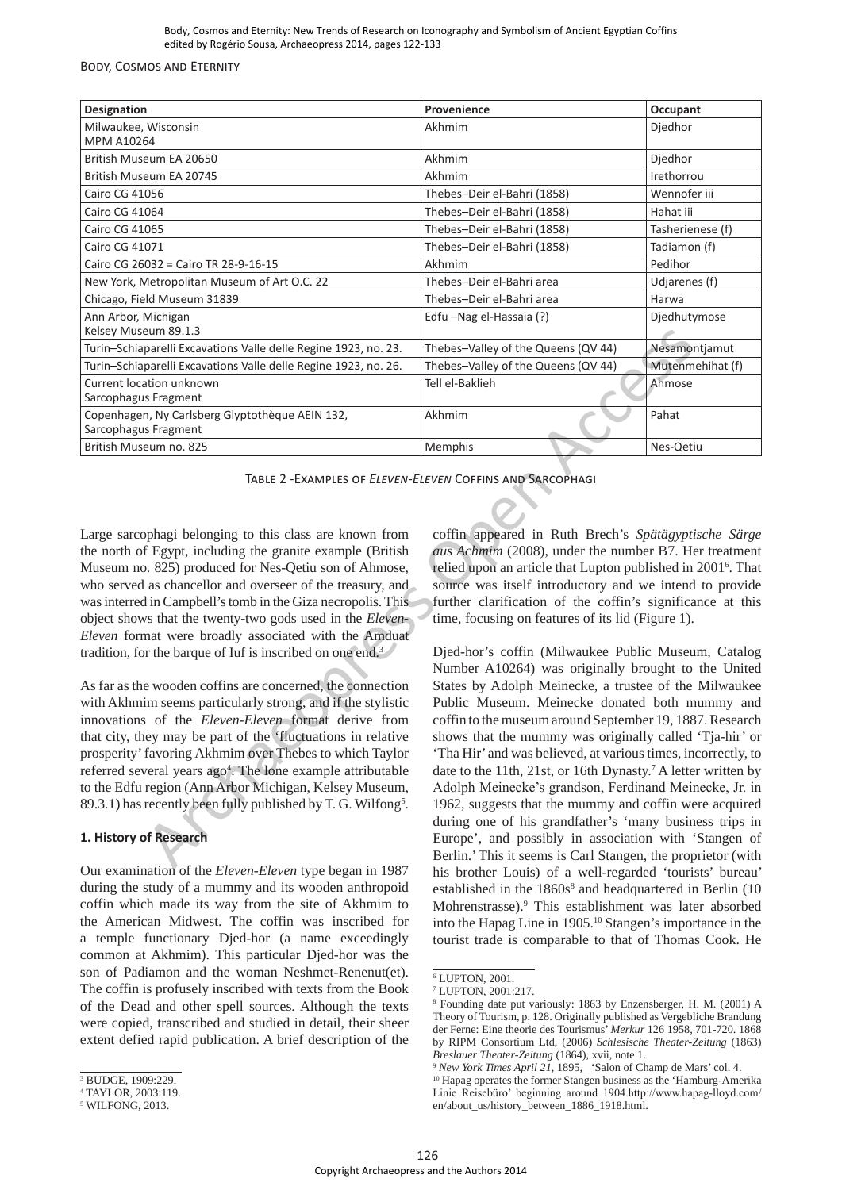| Designation | Provenience | Occupant |
|---|---|---|
| Milwaukee, Wisconsin MPM A10264 | Akhmim | Djedhor |
| British Museum EA 20650 | Akhmim | Djedhor |
| British Museum EA 20745 | Akhmim | Irethorrou |
| Cairo CG 41056 | Thebes–Deir el-Bahri (1858) | Wennofer iii |
| Cairo CG 41064 | Thebes–Deir el-Bahri (1858) | Hahat iii |
| Cairo CG 41065 | Thebes–Deir el-Bahri (1858) | Tasherienese (f) |
| Cairo CG 41071 | Thebes–Deir el-Bahri (1858) | Tadiamon (f) |
| Cairo CG 26032 = Cairo TR 28-9-16-15 | Akhmim | Pedihor |
| New York, Metropolitan Museum of Art O.C. 22 | Thebes–Deir el-Bahri area | Udjarenes (f) |
| Chicago, Field Museum 31839 | Thebes–Deir el-Bahri area | Harwa |
| Ann Arbor, Michigan Kelsey Museum 89.1.3 | Edfu –Nag el-Hassaia (?) | Djedhutymose |
| Turin–Schiaparelli Excavations Valle delle Regine 1923, no. 23. | Thebes–Valley of the Queens (QV 44) | Nesamontjamut |
| Turin–Schiaparelli Excavations Valle delle Regine 1923, no. 26. | Thebes–Valley of the Queens (QV 44) | Mutenmehihat (f) |
| Current location unknown Sarcophagus Fragment | Tell el-Baklieh | Ahmose |
| Copenhagen, Ny Carlsberg Glyptothèque AEIN 132, Sarcophagus Fragment | Akhmim | Pahat |
| British Museum no. 825 | Memphis | Nes-Qetiu |

Table 2 - Examples of *Eleven-Eleven* Coffins and Sarcophagi

Large sarcophagi belonging to this class are known from the north of Egypt, including the granite example (British Museum no. 825) produced for Nes-Qetiu son of Ahmose, who served as chancellor and overseer of the treasury, and was interred in Campbell's tomb in the Giza necropolis. This object shows that the twenty-two gods used in the *Eleven-Eleven* format were broadly associated with the Amduat tradition, for the barque of Iuf is inscribed on one end.[3]

As far as the wooden coffins are concerned, the connection with Akhmim seems particularly strong, and if the stylistic innovations of the *Eleven-Eleven* format derive from that city, they may be part of the 'fluctuations in relative prosperity' favoring Akhmim over Thebes to which Taylor referred several years ago[4]. The lone example attributable to the Edfu region (Ann Arbor Michigan, Kelsey Museum, 89.3.1) has recently been fully published by T. G. Wilfong[5].

### 1. History of Research

Our examination of the *Eleven-Eleven* type began in 1987 during the study of a mummy and its wooden anthropoid coffin which made its way from the site of Akhmim to the American Midwest. The coffin was inscribed for a temple functionary Djed-hor (a name exceedingly common at Akhmim). This particular Djed-hor was the son of Padiamon and the woman Neshmet-Renenut(et). The coffin is profusely inscribed with texts from the Book of the Dead and other spell sources. Although the texts were copied, transcribed and studied in detail, their sheer extent defied rapid publication. A brief description of the coffin appeared in Ruth Brech's *Spätägyptische Särge aus Achmim* (2008), under the number B7. Her treatment relied upon an article that Lupton published in 2001[6]. That source was itself introductory and we intend to provide further clarification of the coffin's significance at this time, focusing on features of its lid (Figure 1).

Djed-hor's coffin (Milwaukee Public Museum, Catalog Number A10264) was originally brought to the United States by Adolph Meinecke, a trustee of the Milwaukee Public Museum. Meinecke donated both mummy and coffin to the museum around September 19, 1887. Research shows that the mummy was originally called 'Tja-hir' or 'Tha Hir' and was believed, at various times, incorrectly, to date to the 11th, 21st, or 16th Dynasty.[7] A letter written by Adolph Meinecke's grandson, Ferdinand Meinecke, Jr. in 1962, suggests that the mummy and coffin were acquired during one of his grandfather's 'many business trips in Europe', and possibly in association with 'Stangen of Berlin.' This it seems is Carl Stangen, the proprietor (with his brother Louis) of a well-regarded 'tourists' bureau' established in the 1860s[8] and headquartered in Berlin (10 Mohrenstrasse).[9] This establishment was later absorbed into the Hapag Line in 1905.[10] Stangen's importance in the tourist trade is comparable to that of Thomas Cook. He

[3] BUDGE, 1909:229.

[4] TAYLOR, 2003:119.

[5] WILFONG, 2013.

[6] LUPTON, 2001.

[7] LUPTON, 2001:217.

[8] Founding date put variously: 1863 by Enzensberger, H. M. (2001) A Theory of Tourism, p. 128. Originally published as Vergebliche Brandung der Ferne: Eine theorie des Tourismus' *Merkur* 126 1958, 701-720. 1868 by RIPM Consortium Ltd, (2006) *Schlesische Theater-Zeitung* (1863) *Breslauer Theater-Zeitung* (1864), xvii, note 1.

[9] *New York Times April 21*, 1895, 'Salon of Champ de Mars' col. 4.

[10] Hapag operates the former Stangen business as the 'Hamburg-Amerika Linie Reisebüro' beginning around 1904.http://www.hapag-lloyd.com/en/about_us/history_between_1886_1918.html.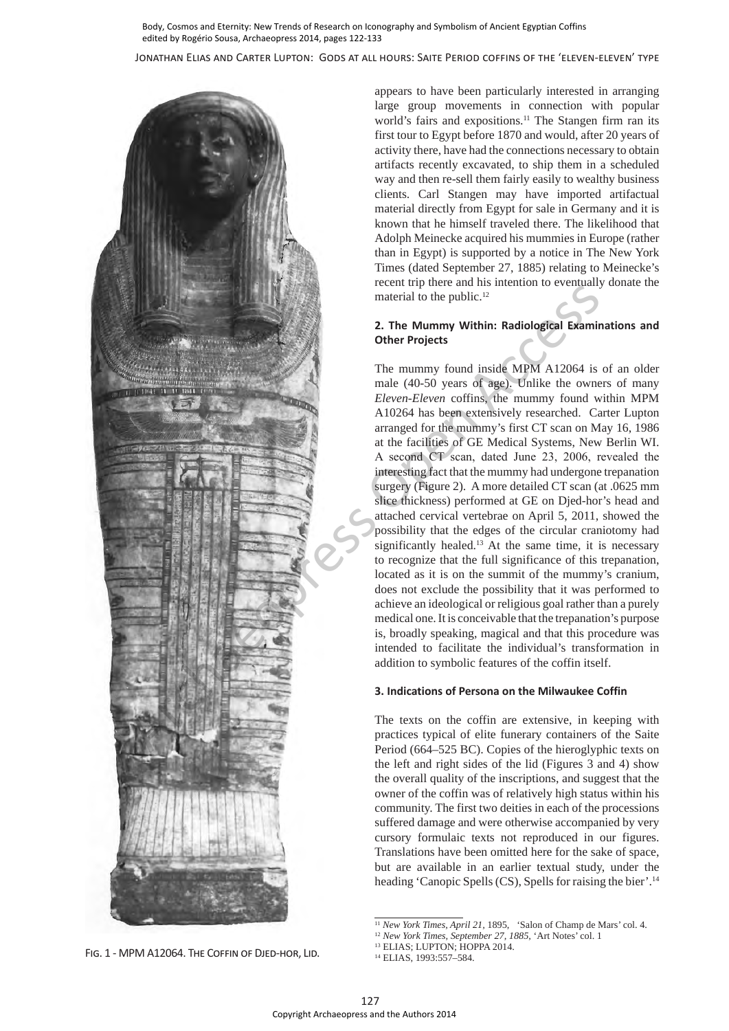appears to have been particularly interested in arranging large group movements in connection with popular world's fairs and expositions.[11] The Stangen firm ran its first tour to Egypt before 1870 and would, after 20 years of activity there, have had the connections necessary to obtain artifacts recently excavated, to ship them in a scheduled way and then re-sell them fairly easily to wealthy business clients. Carl Stangen may have imported artifactual material directly from Egypt for sale in Germany and it is known that he himself traveled there. The likelihood that Adolph Meinecke acquired his mummies in Europe (rather than in Egypt) is supported by a notice in The New York Times (dated September 27, 1885) relating to Meinecke's recent trip there and his intention to eventually donate the material to the public.[12]

## 2. The Mummy Within: Radiological Examinations and Other Projects

The mummy found inside MPM A12064 is of an older male (40-50 years of age). Unlike the owners of many *Eleven-Eleven* coffins, the mummy found within MPM A10264 has been extensively researched. Carter Lupton arranged for the mummy's first CT scan on May 16, 1986 at the facilities of GE Medical Systems, New Berlin WI. A second CT scan, dated June 23, 2006, revealed the interesting fact that the mummy had undergone trepanation surgery (Figure 2). A more detailed CT scan (at .0625 mm slice thickness) performed at GE on Djed-hor's head and attached cervical vertebrae on April 5, 2011, showed the possibility that the edges of the circular craniotomy had significantly healed.[13] At the same time, it is necessary to recognize that the full significance of this trepanation, located as it is on the summit of the mummy's cranium, does not exclude the possibility that it was performed to achieve an ideological or religious goal rather than a purely medical one. It is conceivable that the trepanation's purpose is, broadly speaking, magical and that this procedure was intended to facilitate the individual's transformation in addition to symbolic features of the coffin itself.

## 3. Indications of Persona on the Milwaukee Coffin

The texts on the coffin are extensive, in keeping with practices typical of elite funerary containers of the Saite Period (664–525 BC). Copies of the hieroglyphic texts on the left and right sides of the lid (Figures 3 and 4) show the overall quality of the inscriptions, and suggest that the owner of the coffin was of relatively high status within his community. The first two deities in each of the processions suffered damage and were otherwise accompanied by very cursory formulaic texts not reproduced in our figures. Translations have been omitted here for the sake of space, but are available in an earlier textual study, under the heading 'Canopic Spells (CS), Spells for raising the bier'.[14]

Fig. 1 - MPM A12064. The Coffin of Djed-hor, Lid.

---

[11] *New York Times, April 21*, 1895, 'Salon of Champ de Mars' col. 4.

[12] *New York Times, September 27, 1885*, 'Art Notes' col. 1

[13] ELIAS; LUPTON; HOPPA 2014.

[14] ELIAS, 1993:557–584.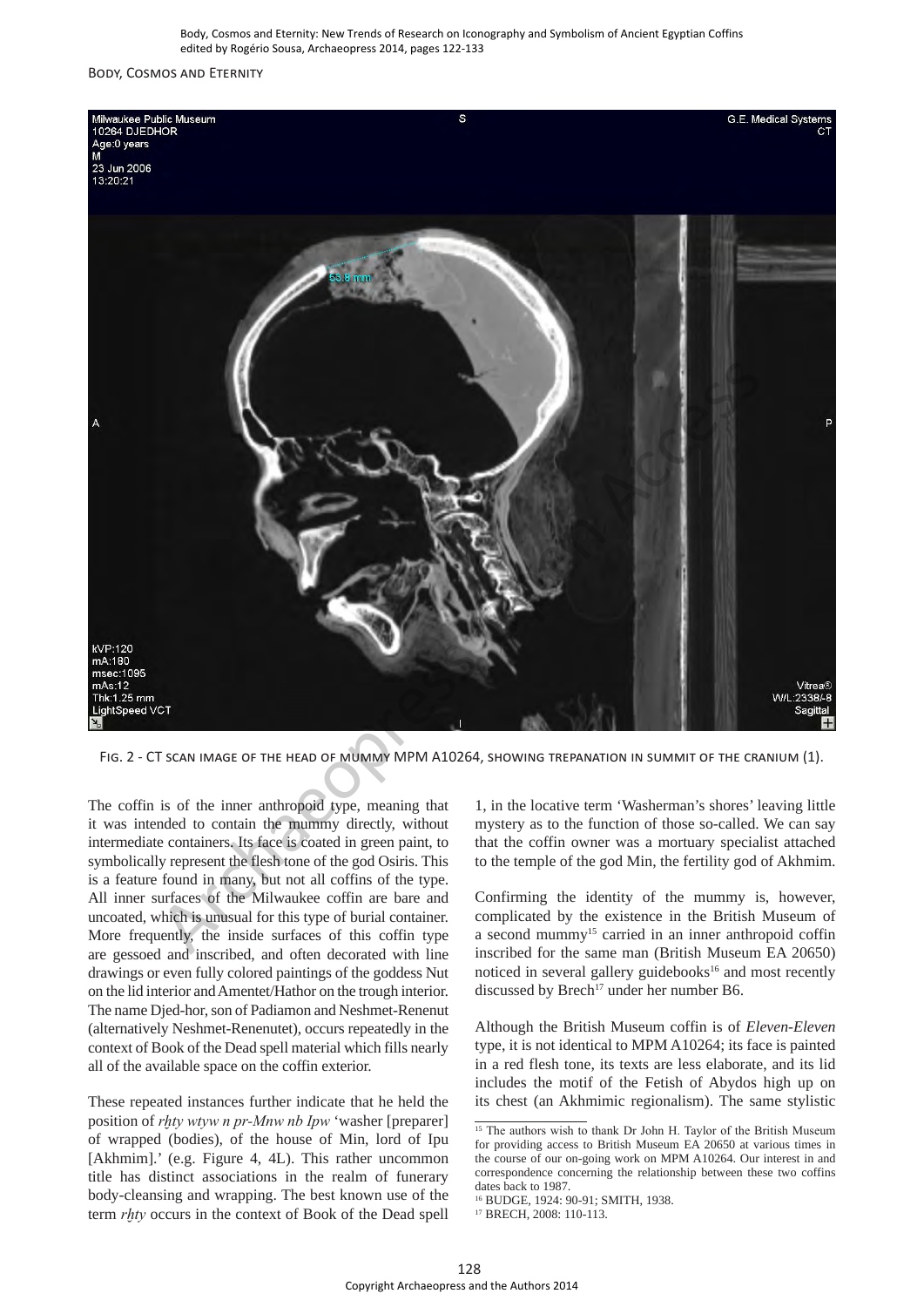Fig. 2 - CT scan image of the head of mummy MPM A10264, showing trepanation in summit of the cranium (1).

The coffin is of the inner anthropoid type, meaning that it was intended to contain the mummy directly, without intermediate containers. Its face is coated in green paint, to symbolically represent the flesh tone of the god Osiris. This is a feature found in many, but not all coffins of the type. All inner surfaces of the Milwaukee coffin are bare and uncoated, which is unusual for this type of burial container. More frequently, the inside surfaces of this coffin type are gessoed and inscribed, and often decorated with line drawings or even fully colored paintings of the goddess Nut on the lid interior and Amentet/Hathor on the trough interior. The name Djed-hor, son of Padiamon and Neshmet-Renenut (alternatively Neshmet-Renenutet), occurs repeatedly in the context of Book of the Dead spell material which fills nearly all of the available space on the coffin exterior.

These repeated instances further indicate that he held the position of *rẖty wtyw n pr-Mnw nb Ipw* 'washer [preparer] of wrapped (bodies), of the house of Min, lord of Ipu [Akhmim].' (e.g. Figure 4, 4L). This rather uncommon title has distinct associations in the realm of funerary body-cleansing and wrapping. The best known use of the term *rẖty* occurs in the context of Book of the Dead spell 1, in the locative term 'Washerman's shores' leaving little mystery as to the function of those so-called. We can say that the coffin owner was a mortuary specialist attached to the temple of the god Min, the fertility god of Akhmim.

Confirming the identity of the mummy is, however, complicated by the existence in the British Museum of a second mummy[15] carried in an inner anthropoid coffin inscribed for the same man (British Museum EA 20650) noticed in several gallery guidebooks[16] and most recently discussed by Brech[17] under her number B6.

Although the British Museum coffin is of *Eleven-Eleven* type, it is not identical to MPM A10264; its face is painted in a red flesh tone, its texts are less elaborate, and its lid includes the motif of the Fetish of Abydos high up on its chest (an Akhmimic regionalism). The same stylistic

[15] The authors wish to thank Dr John H. Taylor of the British Museum for providing access to British Museum EA 20650 at various times in the course of our on-going work on MPM A10264. Our interest in and correspondence concerning the relationship between these two coffins dates back to 1987.

[16] BUDGE, 1924: 90-91; SMITH, 1938.

[17] BRECH, 2008: 110-113.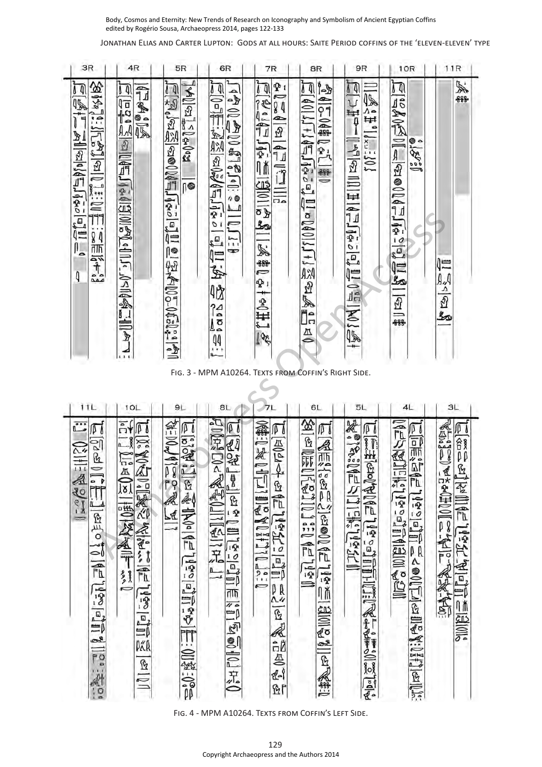Fig. 3 - MPM A10264. Texts from Coffin's Right Side.

Fig. 4 - MPM A10264. Texts from Coffin's Left Side.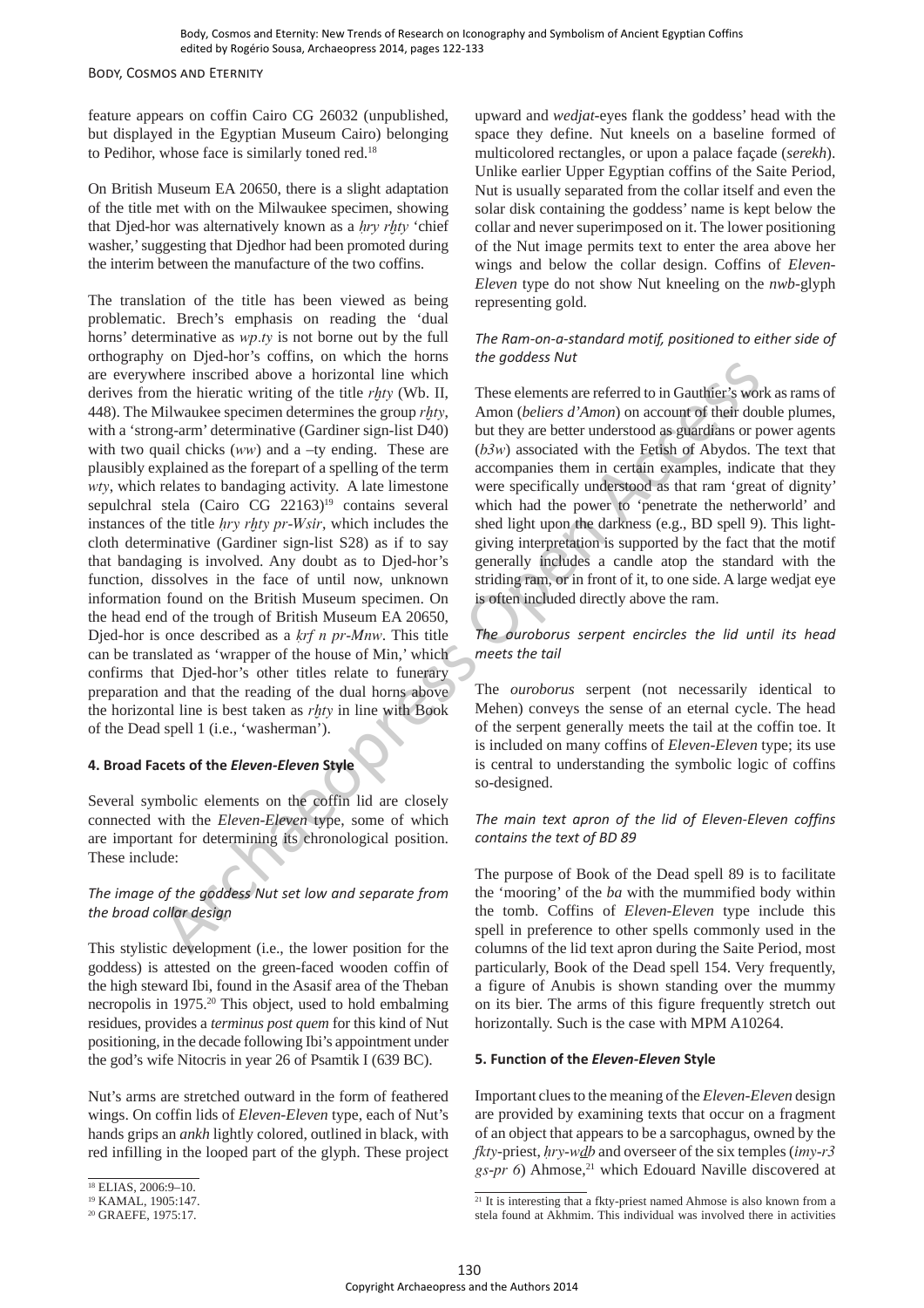feature appears on coffin Cairo CG 26032 (unpublished, but displayed in the Egyptian Museum Cairo) belonging to Pedihor, whose face is similarly toned red.[18]

On British Museum EA 20650, there is a slight adaptation of the title met with on the Milwaukee specimen, showing that Djed-hor was alternatively known as a *ḥry rḫty* 'chief washer,' suggesting that Djedhor had been promoted during the interim between the manufacture of the two coffins.

The translation of the title has been viewed as being problematic. Brech's emphasis on reading the 'dual horns' determinative as *wp.ty* is not borne out by the full orthography on Djed-hor's coffins, on which the horns are everywhere inscribed above a horizontal line which derives from the hieratic writing of the title *rḫty* (Wb. II, 448). The Milwaukee specimen determines the group *rḫty*, with a 'strong-arm' determinative (Gardiner sign-list D40) with two quail chicks (*ww*) and a –ty ending. These are plausibly explained as the forepart of a spelling of the term *wty*, which relates to bandaging activity. A late limestone sepulchral stela (Cairo CG 22163)[19] contains several instances of the title *ḥry rḫty pr-Wsir*, which includes the cloth determinative (Gardiner sign-list S28) as if to say that bandaging is involved. Any doubt as to Djed-hor's function, dissolves in the face of until now, unknown information found on the British Museum specimen. On the head end of the trough of British Museum EA 20650, Djed-hor is once described as a *ḳrf n pr-Mnw*. This title can be translated as 'wrapper of the house of Min,' which confirms that Djed-hor's other titles relate to funerary preparation and that the reading of the dual horns above the horizontal line is best taken as *rḫty* in line with Book of the Dead spell 1 (i.e., 'washerman').

## 4. Broad Facets of the *Eleven-Eleven* Style

Several symbolic elements on the coffin lid are closely connected with the *Eleven-Eleven* type, some of which are important for determining its chronological position. These include:

### *The image of the goddess Nut set low and separate from the broad collar design*

This stylistic development (i.e., the lower position for the goddess) is attested on the green-faced wooden coffin of the high steward Ibi, found in the Asasif area of the Theban necropolis in 1975.[20] This object, used to hold embalming residues, provides a *terminus post quem* for this kind of Nut positioning, in the decade following Ibi's appointment under the god's wife Nitocris in year 26 of Psamtik I (639 BC).

Nut's arms are stretched outward in the form of feathered wings. On coffin lids of *Eleven-Eleven* type, each of Nut's hands grips an *ankh* lightly colored, outlined in black, with red infilling in the looped part of the glyph. These project upward and *wedjat*-eyes flank the goddess' head with the space they define. Nut kneels on a baseline formed of multicolored rectangles, or upon a palace façade (*serekh*). Unlike earlier Upper Egyptian coffins of the Saite Period, Nut is usually separated from the collar itself and even the solar disk containing the goddess' name is kept below the collar and never superimposed on it. The lower positioning of the Nut image permits text to enter the area above her wings and below the collar design. Coffins of *Eleven-Eleven* type do not show Nut kneeling on the *nwb*-glyph representing gold.

### *The Ram-on-a-standard motif, positioned to either side of the goddess Nut*

These elements are referred to in Gauthier's work as rams of Amon (*beliers d'Amon*) on account of their double plumes, but they are better understood as guardians or power agents (*b3w*) associated with the Fetish of Abydos. The text that accompanies them in certain examples, indicate that they were specifically understood as that ram 'great of dignity' which had the power to 'penetrate the netherworld' and shed light upon the darkness (e.g., BD spell 9). This light-giving interpretation is supported by the fact that the motif generally includes a candle atop the standard with the striding ram, or in front of it, to one side. A large wedjat eye is often included directly above the ram.

### *The ouroborus serpent encircles the lid until its head meets the tail*

The *ouroborus* serpent (not necessarily identical to Mehen) conveys the sense of an eternal cycle. The head of the serpent generally meets the tail at the coffin toe. It is included on many coffins of *Eleven-Eleven* type; its use is central to understanding the symbolic logic of coffins so-designed.

### *The main text apron of the lid of Eleven-Eleven coffins contains the text of BD 89*

The purpose of Book of the Dead spell 89 is to facilitate the 'mooring' of the *ba* with the mummified body within the tomb. Coffins of *Eleven-Eleven* type include this spell in preference to other spells commonly used in the columns of the lid text apron during the Saite Period, most particularly, Book of the Dead spell 154. Very frequently, a figure of Anubis is shown standing over the mummy on its bier. The arms of this figure frequently stretch out horizontally. Such is the case with MPM A10264.

## 5. Function of the *Eleven-Eleven* Style

Important clues to the meaning of the *Eleven-Eleven* design are provided by examining texts that occur on a fragment of an object that appears to be a sarcophagus, owned by the *fkty*-priest, *ḥry-wḏb* and overseer of the six temples (*imy-r3 gs-pr 6*) Ahmose,[21] which Edouard Naville discovered at

---

[18] ELIAS, 2006:9–10.

[19] KAMAL, 1905:147.

[20] GRAEFE, 1975:17.

[21] It is interesting that a fkty-priest named Ahmose is also known from a stela found at Akhmim. This individual was involved there in activities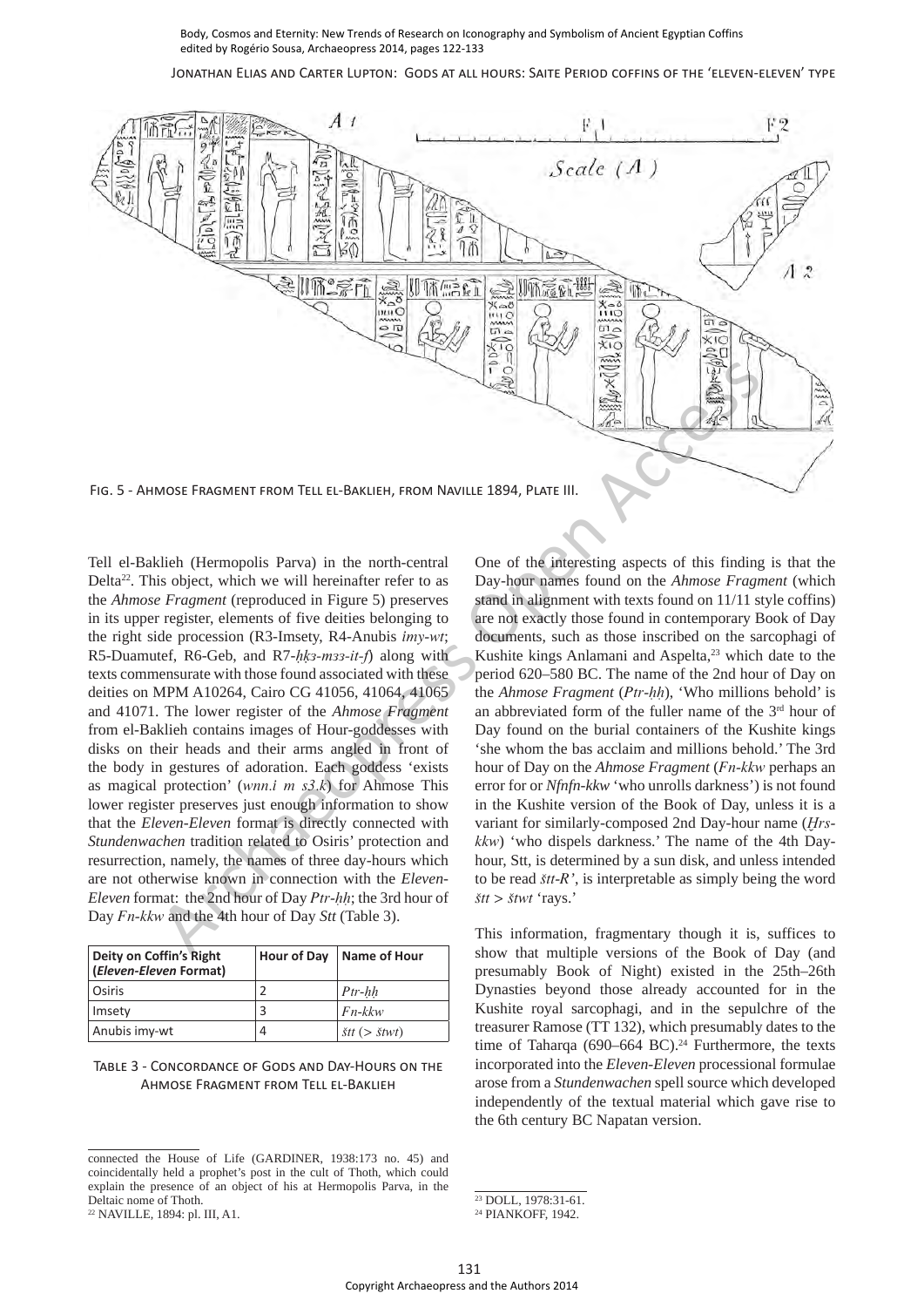Fig. 5 - Ahmose Fragment from Tell el-Baklieh, from Naville 1894, Plate III.

Tell el-Baklieh (Hermopolis Parva) in the north-central Delta[22]. This object, which we will hereinafter refer to as the *Ahmose Fragment* (reproduced in Figure 5) preserves in its upper register, elements of five deities belonging to the right side procession (R3-Imsety, R4-Anubis *imy-wt*; R5-Duamutef, R6-Geb, and R7-*ḥḳꜣ-mꜣꜣ-it-f*) along with texts commensurate with those found associated with these deities on MPM A10264, Cairo CG 41056, 41064, 41065 and 41071. The lower register of the *Ahmose Fragment* from el-Baklieh contains images of Hour-goddesses with disks on their heads and their arms angled in front of the body in gestures of adoration. Each goddess 'exists as magical protection' (*wnn.i m sꜣ.k*) for Ahmose This lower register preserves just enough information to show that the *Eleven-Eleven* format is directly connected with *Stundenwachen* tradition related to Osiris' protection and resurrection, namely, the names of three day-hours which are not otherwise known in connection with the *Eleven-Eleven* format: the 2nd hour of Day *Ptr-ḥḥ*; the 3rd hour of Day *Fn-kkw* and the 4th hour of Day *Stt* (Table 3).

| Deity on Coffin's Right (*Eleven-Eleven* Format) | Hour of Day | Name of Hour |
|---|---|---|
| Osiris | 2 | *Ptr-ḥḥ* |
| Imsety | 3 | *Fn-kkw* |
| Anubis imy-wt | 4 | *štt* (> *štwt*) |

Table 3 - Concordance of Gods and Day-Hours on the Ahmose Fragment from Tell el-Baklieh

One of the interesting aspects of this finding is that the Day-hour names found on the *Ahmose Fragment* (which stand in alignment with texts found on 11/11 style coffins) are not exactly those found in contemporary Book of Day documents, such as those inscribed on the sarcophagi of Kushite kings Anlamani and Aspelta,[23] which date to the period 620–580 BC. The name of the 2nd hour of Day on the *Ahmose Fragment* (*Ptr-ḥḥ*), 'Who millions behold' is an abbreviated form of the fuller name of the 3rd hour of Day found on the burial containers of the Kushite kings 'she whom the bas acclaim and millions behold.' The 3rd hour of Day on the *Ahmose Fragment* (*Fn-kkw* perhaps an error for or *Nfnfn-kkw* 'who unrolls darkness') is not found in the Kushite version of the Book of Day, unless it is a variant for similarly-composed 2nd Day-hour name (*Ḫrs-kkw*) 'who dispels darkness.' The name of the 4th Day-hour, Stt, is determined by a sun disk, and unless intended to be read *štt-R'*, is interpretable as simply being the word *štt* > *štwt* 'rays.'

This information, fragmentary though it is, suffices to show that multiple versions of the Book of Day (and presumably Book of Night) existed in the 25th–26th Dynasties beyond those already accounted for in the Kushite royal sarcophagi, and in the sepulchre of the treasurer Ramose (TT 132), which presumably dates to the time of Taharqa (690–664 BC).[24] Furthermore, the texts incorporated into the *Eleven-Eleven* processional formulae arose from a *Stundenwachen* spell source which developed independently of the textual material which gave rise to the 6th century BC Napatan version.

connected the House of Life (GARDINER, 1938:173 no. 45) and coincidentally held a prophet's post in the cult of Thoth, which could explain the presence of an object of his at Hermopolis Parva, in the Deltaic nome of Thoth.

[22] NAVILLE, 1894: pl. III, A1.

[23] DOLL, 1978:31-61.

[24] PIANKOFF, 1942.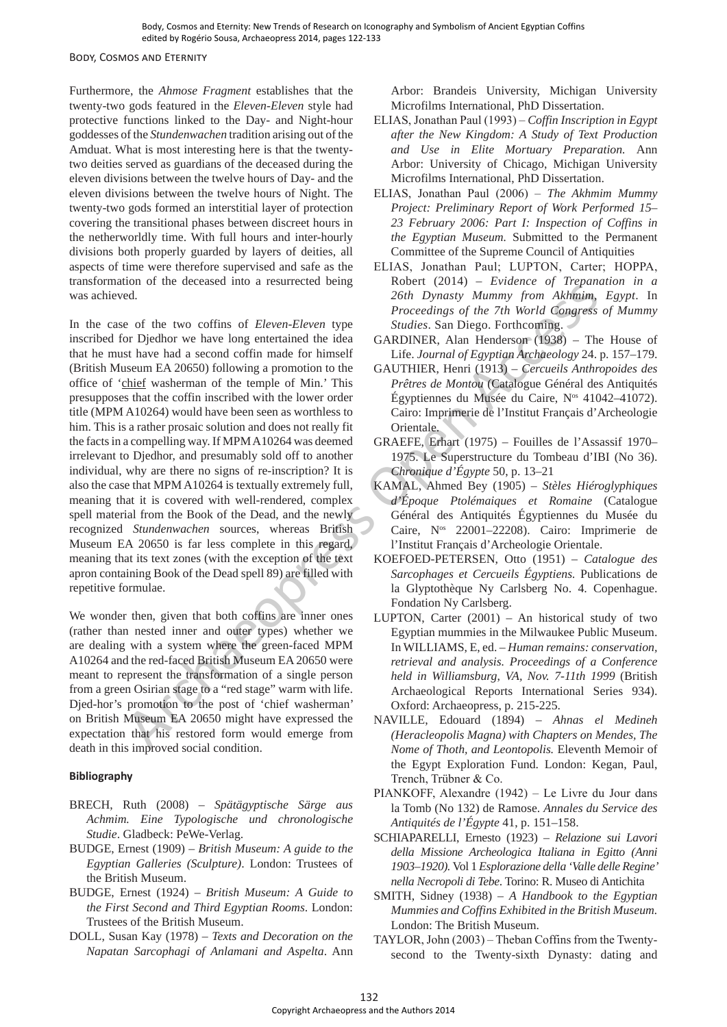Furthermore, the *Ahmose Fragment* establishes that the twenty-two gods featured in the *Eleven-Eleven* style had protective functions linked to the Day- and Night-hour goddesses of the *Stundenwachen* tradition arising out of the Amduat. What is most interesting here is that the twenty-two deities served as guardians of the deceased during the eleven divisions between the twelve hours of Day- and the eleven divisions between the twelve hours of Night. The twenty-two gods formed an interstitial layer of protection covering the transitional phases between discreet hours in the netherworldly time. With full hours and inter-hourly divisions both properly guarded by layers of deities, all aspects of time were therefore supervised and safe as the transformation of the deceased into a resurrected being was achieved.

In the case of the two coffins of *Eleven-Eleven* type inscribed for Djedhor we have long entertained the idea that he must have had a second coffin made for himself (British Museum EA 20650) following a promotion to the office of 'chief washerman of the temple of Min.' This presupposes that the coffin inscribed with the lower order title (MPM A10264) would have been seen as worthless to him. This is a rather prosaic solution and does not really fit the facts in a compelling way. If MPM A10264 was deemed irrelevant to Djedhor, and presumably sold off to another individual, why are there no signs of re-inscription? It is also the case that MPM A10264 is textually extremely full, meaning that it is covered with well-rendered, complex spell material from the Book of the Dead, and the newly recognized *Stundenwachen* sources, whereas British Museum EA 20650 is far less complete in this regard, meaning that its text zones (with the exception of the text apron containing Book of the Dead spell 89) are filled with repetitive formulae.

We wonder then, given that both coffins are inner ones (rather than nested inner and outer types) whether we are dealing with a system where the green-faced MPM A10264 and the red-faced British Museum EA 20650 were meant to represent the transformation of a single person from a green Osirian stage to a "red stage" warm with life. Djed-hor's promotion to the post of 'chief washerman' on British Museum EA 20650 might have expressed the expectation that his restored form would emerge from death in this improved social condition.

## Bibliography

BRECH, Ruth (2008) – *Spätägyptische Särge aus Achmim. Eine Typologische und chronologische Studie*. Gladbeck: PeWe-Verlag.

BUDGE, Ernest (1909) – *British Museum: A guide to the Egyptian Galleries (Sculpture)*. London: Trustees of the British Museum.

BUDGE, Ernest (1924) – *British Museum: A Guide to the First Second and Third Egyptian Rooms*. London: Trustees of the British Museum.

DOLL, Susan Kay (1978) – *Texts and Decoration on the Napatan Sarcophagi of Anlamani and Aspelta*. Ann Arbor: Brandeis University, Michigan University Microfilms International, PhD Dissertation.

ELIAS, Jonathan Paul (1993) – *Coffin Inscription in Egypt after the New Kingdom: A Study of Text Production and Use in Elite Mortuary Preparation.* Ann Arbor: University of Chicago, Michigan University Microfilms International, PhD Dissertation.

ELIAS, Jonathan Paul (2006) – *The Akhmim Mummy Project: Preliminary Report of Work Performed 15–23 February 2006: Part I: Inspection of Coffins in the Egyptian Museum.* Submitted to the Permanent Committee of the Supreme Council of Antiquities

ELIAS, Jonathan Paul; LUPTON, Carter; HOPPA, Robert (2014) – *Evidence of Trepanation in a 26th Dynasty Mummy from Akhmim, Egypt*. In *Proceedings of the 7th World Congress of Mummy Studies*. San Diego. Forthcoming.

GARDINER, Alan Henderson (1938) – The House of Life. *Journal of Egyptian Archaeology* 24. p. 157–179.

GAUTHIER, Henri (1913) – *Cercueils Anthropoides des Prêtres de Montou* (Catalogue Général des Antiquités Égyptiennes du Musée du Caire, N^os^ 41042–41072). Cairo: Imprimerie de l'Institut Français d'Archeologie Orientale.

GRAEFE, Erhart (1975) – Fouilles de l'Assassif 1970–1975. Le Superstructure du Tombeau d'IBI (No 36). *Chronique d'Égypte* 50, p. 13–21

KAMAL, Ahmed Bey (1905) – *Stèles Hiéroglyphiques d'Époque Ptolémaiques et Romaine* (Catalogue Général des Antiquités Égyptiennes du Musée du Caire, N^os^ 22001–22208). Cairo: Imprimerie de l'Institut Français d'Archeologie Orientale.

KOEFOED-PETERSEN, Otto (1951) – *Catalogue des Sarcophages et Cercueils Égyptiens.* Publications de la Glyptothèque Ny Carlsberg No. 4. Copenhague. Fondation Ny Carlsberg.

LUPTON, Carter (2001) – An historical study of two Egyptian mummies in the Milwaukee Public Museum. In WILLIAMS, E, ed. – *Human remains: conservation, retrieval and analysis. Proceedings of a Conference held in Williamsburg, VA, Nov. 7-11th 1999* (British Archaeological Reports International Series 934). Oxford: Archaeopress, p. 215-225.

NAVILLE, Edouard (1894) – *Ahnas el Medineh (Heracleopolis Magna) with Chapters on Mendes, The Nome of Thoth, and Leontopolis.* Eleventh Memoir of the Egypt Exploration Fund. London: Kegan, Paul, Trench, Trübner & Co.

PIANKOFF, Alexandre (1942) – Le Livre du Jour dans la Tomb (No 132) de Ramose. *Annales du Service des Antiquités de l'Égypte* 41, p. 151–158.

SCHIAPARELLI, Ernesto (1923) – *Relazione sui Lavori della Missione Archeologica Italiana in Egitto (Anni 1903–1920).* Vol 1 *Esplorazione della 'Valle delle Regine' nella Necropoli di Tebe.* Torino: R. Museo di Antichita

SMITH, Sidney (1938) – *A Handbook to the Egyptian Mummies and Coffins Exhibited in the British Museum.* London: The British Museum.

TAYLOR, John (2003) – Theban Coffins from the Twenty-second to the Twenty-sixth Dynasty: dating and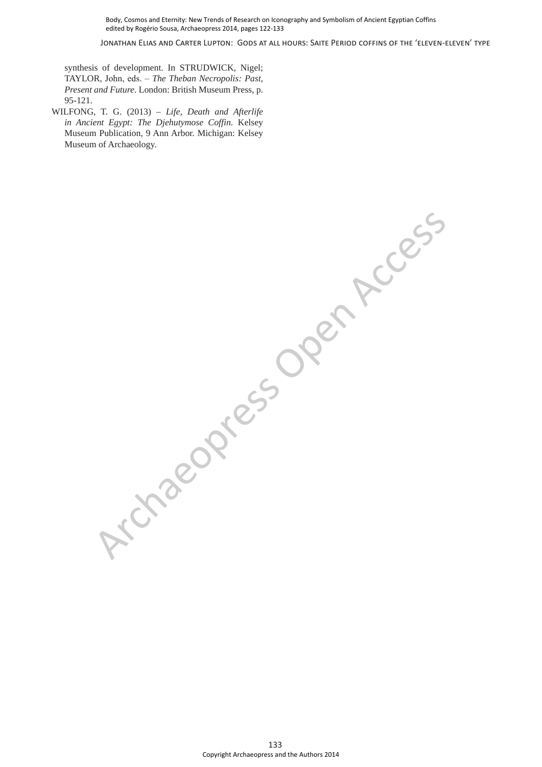synthesis of development. In STRUDWICK, Nigel; TAYLOR, John, eds. – *The Theban Necropolis: Past, Present and Future*. London: British Museum Press, p. 95-121.

WILFONG, T. G. (2013) – *Life, Death and Afterlife in Ancient Egypt: The Djehutymose Coffin.* Kelsey Museum Publication, 9 Ann Arbor. Michigan: Kelsey Museum of Archaeology.